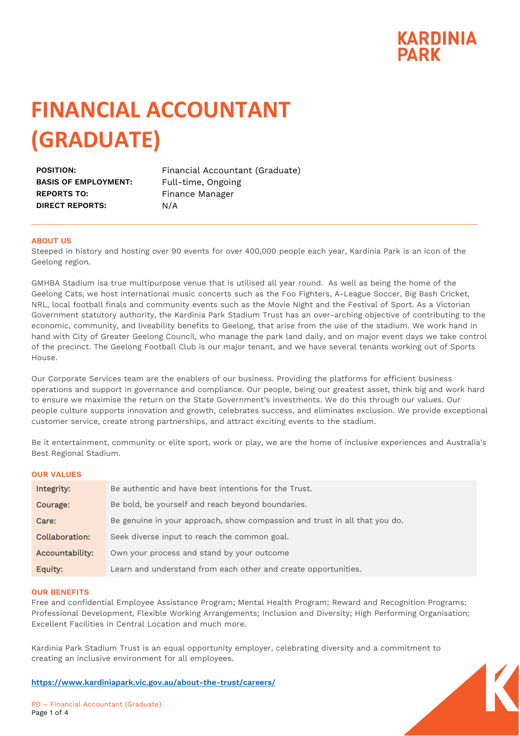# FINANCIAL ACCOUNTANT (GRADUATE)

| | |
|---|---|
| **POSITION:** | Financial Accountant (Graduate) |
| **BASIS OF EMPLOYMENT:** | Full-time, Ongoing |
| **REPORTS TO:** | Finance Manager |
| **DIRECT REPORTS:** | N/A |

## ABOUT US

Steeped in history and hosting over 90 events for over 400,000 people each year, Kardinia Park is an icon of the Geelong region.

GMHBA Stadium isa true multipurpose venue that is utilised all year round. As well as being the home of the Geelong Cats, we host international music concerts such as the Foo Fighters, A-League Soccer, Big Bash Cricket, NRL, local football finals and community events such as the Movie Night and the Festival of Sport. As a Victorian Government statutory authority, the Kardinia Park Stadium Trust has an over-arching objective of contributing to the economic, community, and liveability benefits to Geelong, that arise from the use of the stadium. We work hand in hand with City of Greater Geelong Council, who manage the park land daily, and on major event days we take control of the precinct. The Geelong Football Club is our major tenant, and we have several tenants working out of Sports House.

Our Corporate Services team are the enablers of our business. Providing the platforms for efficient business operations and support in governance and compliance. Our people, being our greatest asset, think big and work hard to ensure we maximise the return on the State Government's investments. We do this through our values. Our people culture supports innovation and growth, celebrates success, and eliminates exclusion. We provide exceptional customer service, create strong partnerships, and attract exciting events to the stadium.

Be it entertainment, community or elite sport, work or play, we are the home of inclusive experiences and Australia's Best Regional Stadium.

## OUR VALUES

| | |
|---|---|
| Integrity: | Be authentic and have best intentions for the Trust. |
| Courage: | Be bold, be yourself and reach beyond boundaries. |
| Care: | Be genuine in your approach, show compassion and trust in all that you do. |
| Collaboration: | Seek diverse input to reach the common goal. |
| Accountability: | Own your process and stand by your outcome |
| Equity: | Learn and understand from each other and create opportunities. |

## OUR BENEFITS

Free and confidential Employee Assistance Program; Mental Health Program; Reward and Recognition Programs; Professional Development, Flexible Working Arrangements; Inclusion and Diversity; High Performing Organisation; Excellent Facilities in Central Location and much more.

Kardinia Park Stadium Trust is an equal opportunity employer, celebrating diversity and a commitment to creating an inclusive environment for all employees.

**https://www.kardiniapark.vic.gov.au/about-the-trust/careers/**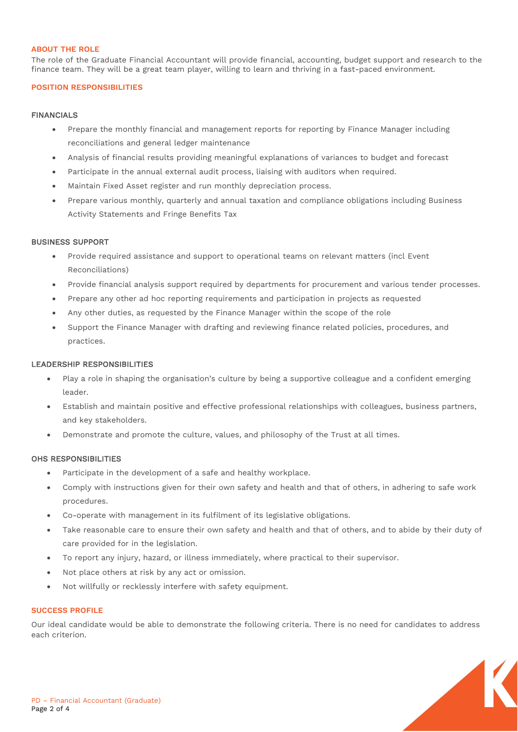## ABOUT THE ROLE

The role of the Graduate Financial Accountant will provide financial, accounting, budget support and research to the finance team. They will be a great team player, willing to learn and thriving in a fast-paced environment.

## POSITION RESPONSIBILITIES

### FINANCIALS

- Prepare the monthly financial and management reports for reporting by Finance Manager including reconciliations and general ledger maintenance
- Analysis of financial results providing meaningful explanations of variances to budget and forecast
- Participate in the annual external audit process, liaising with auditors when required.
- Maintain Fixed Asset register and run monthly depreciation process.
- Prepare various monthly, quarterly and annual taxation and compliance obligations including Business Activity Statements and Fringe Benefits Tax

### BUSINESS SUPPORT

- Provide required assistance and support to operational teams on relevant matters (incl Event Reconciliations)
- Provide financial analysis support required by departments for procurement and various tender processes.
- Prepare any other ad hoc reporting requirements and participation in projects as requested
- Any other duties, as requested by the Finance Manager within the scope of the role
- Support the Finance Manager with drafting and reviewing finance related policies, procedures, and practices.

### LEADERSHIP RESPONSIBILITIES

- Play a role in shaping the organisation's culture by being a supportive colleague and a confident emerging leader.
- Establish and maintain positive and effective professional relationships with colleagues, business partners, and key stakeholders.
- Demonstrate and promote the culture, values, and philosophy of the Trust at all times.

### OHS RESPONSIBILITIES

- Participate in the development of a safe and healthy workplace.
- Comply with instructions given for their own safety and health and that of others, in adhering to safe work procedures.
- Co-operate with management in its fulfilment of its legislative obligations.
- Take reasonable care to ensure their own safety and health and that of others, and to abide by their duty of care provided for in the legislation.
- To report any injury, hazard, or illness immediately, where practical to their supervisor.
- Not place others at risk by any act or omission.
- Not willfully or recklessly interfere with safety equipment.

## SUCCESS PROFILE

Our ideal candidate would be able to demonstrate the following criteria. There is no need for candidates to address each criterion.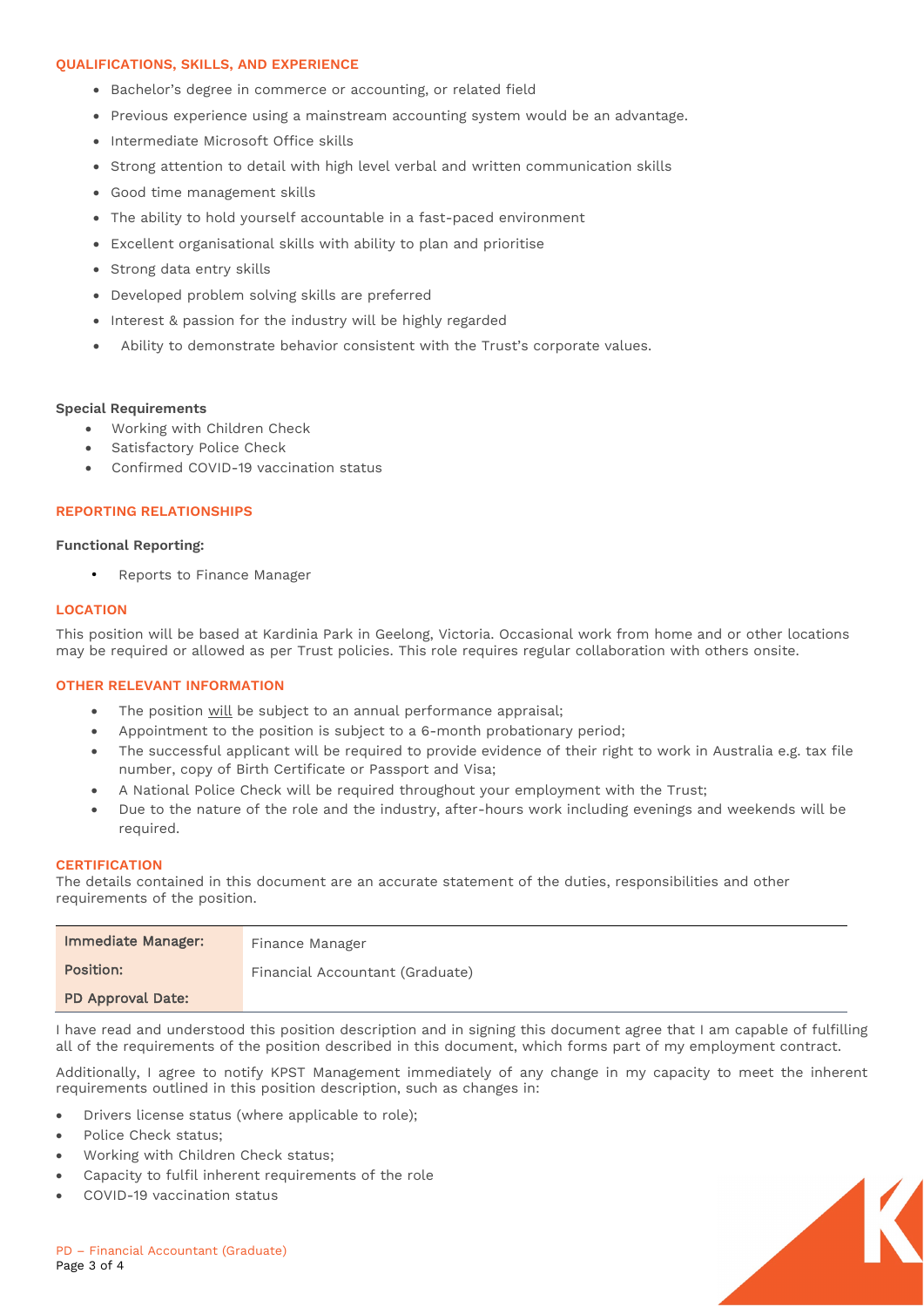## QUALIFICATIONS, SKILLS, AND EXPERIENCE

- Bachelor's degree in commerce or accounting, or related field
- Previous experience using a mainstream accounting system would be an advantage.
- Intermediate Microsoft Office skills
- Strong attention to detail with high level verbal and written communication skills
- Good time management skills
- The ability to hold yourself accountable in a fast-paced environment
- Excellent organisational skills with ability to plan and prioritise
- Strong data entry skills
- Developed problem solving skills are preferred
- Interest & passion for the industry will be highly regarded
- Ability to demonstrate behavior consistent with the Trust's corporate values.

**Special Requirements**

- Working with Children Check
- Satisfactory Police Check
- Confirmed COVID-19 vaccination status

## REPORTING RELATIONSHIPS

**Functional Reporting:**

- Reports to Finance Manager

## LOCATION

This position will be based at Kardinia Park in Geelong, Victoria. Occasional work from home and or other locations may be required or allowed as per Trust policies. This role requires regular collaboration with others onsite.

## OTHER RELEVANT INFORMATION

- The position <u>will</u> be subject to an annual performance appraisal;
- Appointment to the position is subject to a 6-month probationary period;
- The successful applicant will be required to provide evidence of their right to work in Australia e.g. tax file number, copy of Birth Certificate or Passport and Visa;
- A National Police Check will be required throughout your employment with the Trust;
- Due to the nature of the role and the industry, after-hours work including evenings and weekends will be required.

## CERTIFICATION

The details contained in this document are an accurate statement of the duties, responsibilities and other requirements of the position.

| | |
|---|---|
| **Immediate Manager:** | Finance Manager |
| **Position:** | Financial Accountant (Graduate) |
| **PD Approval Date:** | |

I have read and understood this position description and in signing this document agree that I am capable of fulfilling all of the requirements of the position described in this document, which forms part of my employment contract.

Additionally, I agree to notify KPST Management immediately of any change in my capacity to meet the inherent requirements outlined in this position description, such as changes in:

- Drivers license status (where applicable to role);
- Police Check status;
- Working with Children Check status;
- Capacity to fulfil inherent requirements of the role
- COVID-19 vaccination status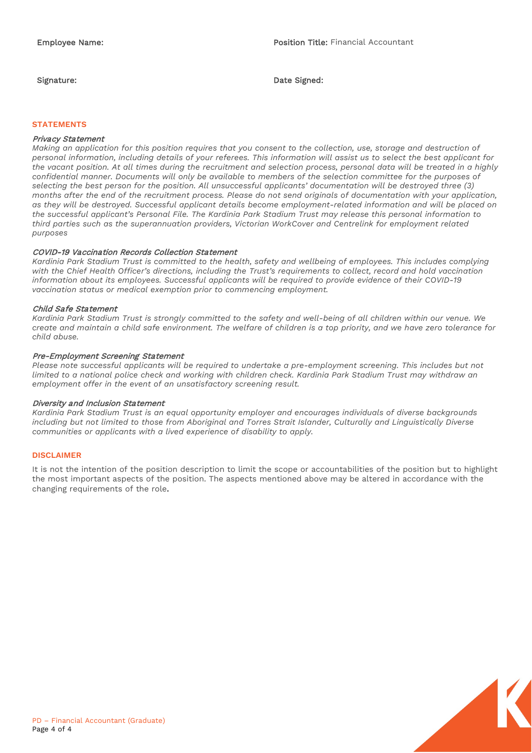**Employee Name:** **Position Title:** Financial Accountant

**Signature:** **Date Signed:**

## STATEMENTS

### *Privacy Statement*

*Making an application for this position requires that you consent to the collection, use, storage and destruction of personal information, including details of your referees. This information will assist us to select the best applicant for the vacant position. At all times during the recruitment and selection process, personal data will be treated in a highly confidential manner. Documents will only be available to members of the selection committee for the purposes of selecting the best person for the position. All unsuccessful applicants' documentation will be destroyed three (3) months after the end of the recruitment process. Please do not send originals of documentation with your application, as they will be destroyed. Successful applicant details become employment-related information and will be placed on the successful applicant's Personal File. The Kardinia Park Stadium Trust may release this personal information to third parties such as the superannuation providers, Victorian WorkCover and Centrelink for employment related purposes*

### *COVID-19 Vaccination Records Collection Statement*

*Kardinia Park Stadium Trust is committed to the health, safety and wellbeing of employees. This includes complying with the Chief Health Officer's directions, including the Trust's requirements to collect, record and hold vaccination information about its employees. Successful applicants will be required to provide evidence of their COVID-19 vaccination status or medical exemption prior to commencing employment.*

### *Child Safe Statement*

*Kardinia Park Stadium Trust is strongly committed to the safety and well-being of all children within our venue. We create and maintain a child safe environment. The welfare of children is a top priority, and we have zero tolerance for child abuse.*

### *Pre-Employment Screening Statement*

*Please note successful applicants will be required to undertake a pre-employment screening. This includes but not limited to a national police check and working with children check. Kardinia Park Stadium Trust may withdraw an employment offer in the event of an unsatisfactory screening result.*

### *Diversity and Inclusion Statement*

*Kardinia Park Stadium Trust is an equal opportunity employer and encourages individuals of diverse backgrounds including but not limited to those from Aboriginal and Torres Strait Islander, Culturally and Linguistically Diverse communities or applicants with a lived experience of disability to apply.*

## DISCLAIMER

It is not the intention of the position description to limit the scope or accountabilities of the position but to highlight the most important aspects of the position. The aspects mentioned above may be altered in accordance with the changing requirements of the role.